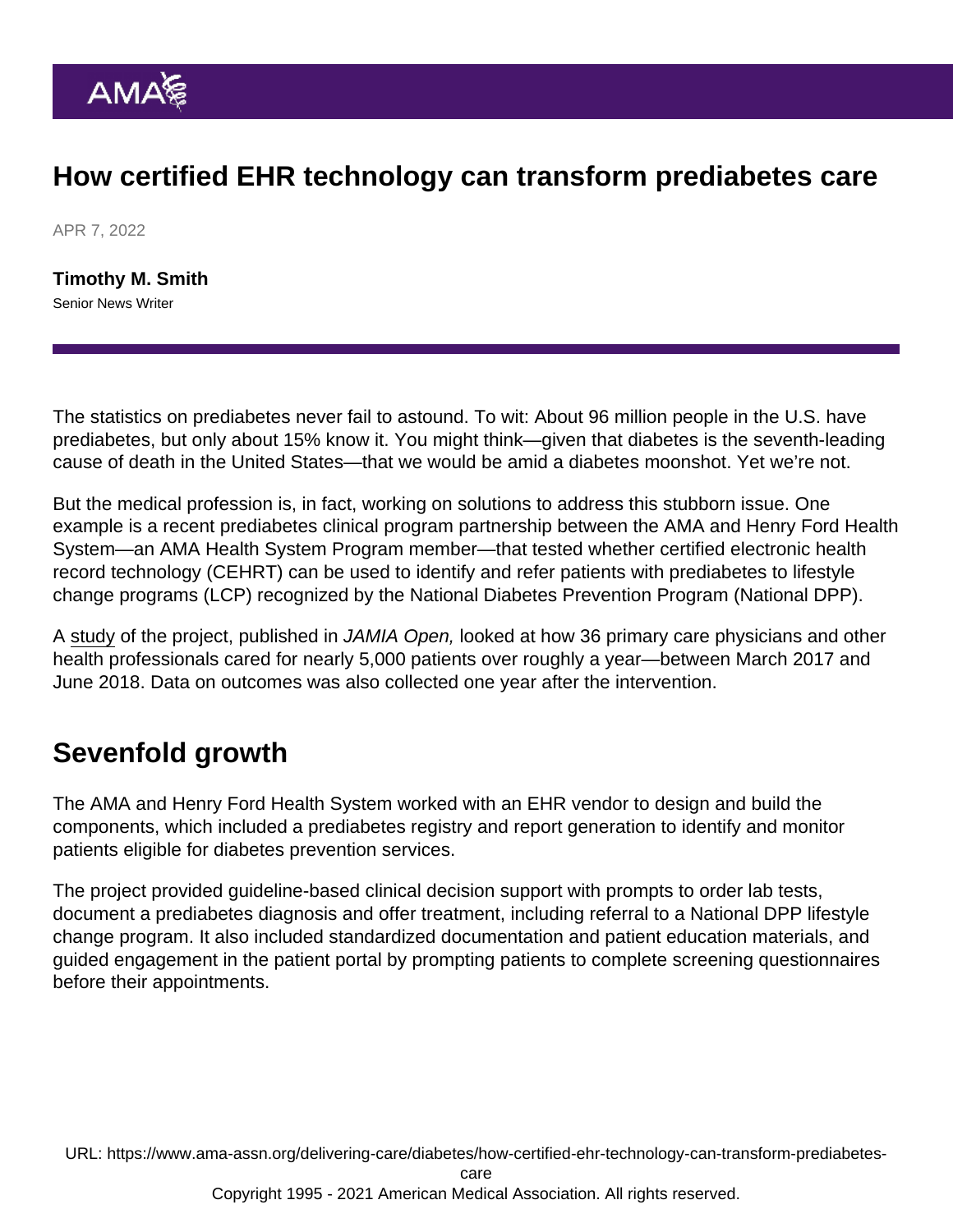# How certified EHR technology can transform prediabetes care

APR 7, 2022

**Timothy M. Smith**
Senior News Writer

The statistics on prediabetes never fail to astound. To wit: About 96 million people in the U.S. have prediabetes, but only about 15% know it. You might think—given that diabetes is the seventh-leading cause of death in the United States—that we would be amid a diabetes moonshot. Yet we're not.

But the medical profession is, in fact, working on solutions to address this stubborn issue. One example is a recent prediabetes clinical program partnership between the AMA and Henry Ford Health System—an AMA Health System Program member—that tested whether certified electronic health record technology (CEHRT) can be used to identify and refer patients with prediabetes to lifestyle change programs (LCP) recognized by the National Diabetes Prevention Program (National DPP).

A study of the project, published in *JAMIA Open,* looked at how 36 primary care physicians and other health professionals cared for nearly 5,000 patients over roughly a year—between March 2017 and June 2018. Data on outcomes was also collected one year after the intervention.

## Sevenfold growth

The AMA and Henry Ford Health System worked with an EHR vendor to design and build the components, which included a prediabetes registry and report generation to identify and monitor patients eligible for diabetes prevention services.

The project provided guideline-based clinical decision support with prompts to order lab tests, document a prediabetes diagnosis and offer treatment, including referral to a National DPP lifestyle change program. It also included standardized documentation and patient education materials, and guided engagement in the patient portal by prompting patients to complete screening questionnaires before their appointments.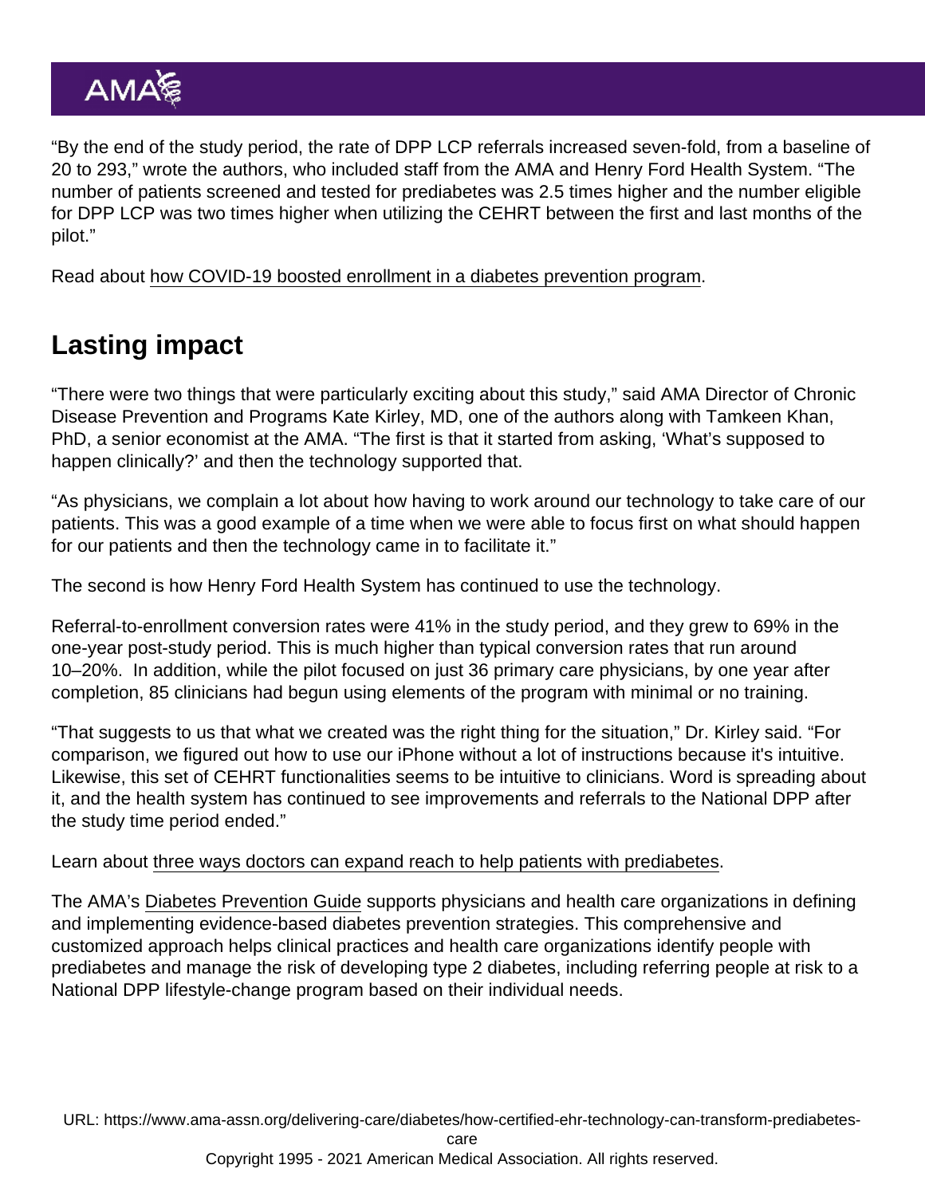"By the end of the study period, the rate of DPP LCP referrals increased seven-fold, from a baseline of 20 to 293," wrote the authors, who included staff from the AMA and Henry Ford Health System. "The number of patients screened and tested for prediabetes was 2.5 times higher and the number eligible for DPP LCP was two times higher when utilizing the CEHRT between the first and last months of the pilot."

Read about how COVID-19 boosted enrollment in a diabetes prevention program.

## Lasting impact

"There were two things that were particularly exciting about this study," said AMA Director of Chronic Disease Prevention and Programs Kate Kirley, MD, one of the authors along with Tamkeen Khan, PhD, a senior economist at the AMA. "The first is that it started from asking, 'What's supposed to happen clinically?' and then the technology supported that.

"As physicians, we complain a lot about how having to work around our technology to take care of our patients. This was a good example of a time when we were able to focus first on what should happen for our patients and then the technology came in to facilitate it."

The second is how Henry Ford Health System has continued to use the technology.

Referral-to-enrollment conversion rates were 41% in the study period, and they grew to 69% in the one-year post-study period. This is much higher than typical conversion rates that run around 10–20%. In addition, while the pilot focused on just 36 primary care physicians, by one year after completion, 85 clinicians had begun using elements of the program with minimal or no training.

"That suggests to us that what we created was the right thing for the situation," Dr. Kirley said. "For comparison, we figured out how to use our iPhone without a lot of instructions because it's intuitive. Likewise, this set of CEHRT functionalities seems to be intuitive to clinicians. Word is spreading about it, and the health system has continued to see improvements and referrals to the National DPP after the study time period ended."

Learn about three ways doctors can expand reach to help patients with prediabetes.

The AMA's Diabetes Prevention Guide supports physicians and health care organizations in defining and implementing evidence-based diabetes prevention strategies. This comprehensive and customized approach helps clinical practices and health care organizations identify people with prediabetes and manage the risk of developing type 2 diabetes, including referring people at risk to a National DPP lifestyle-change program based on their individual needs.